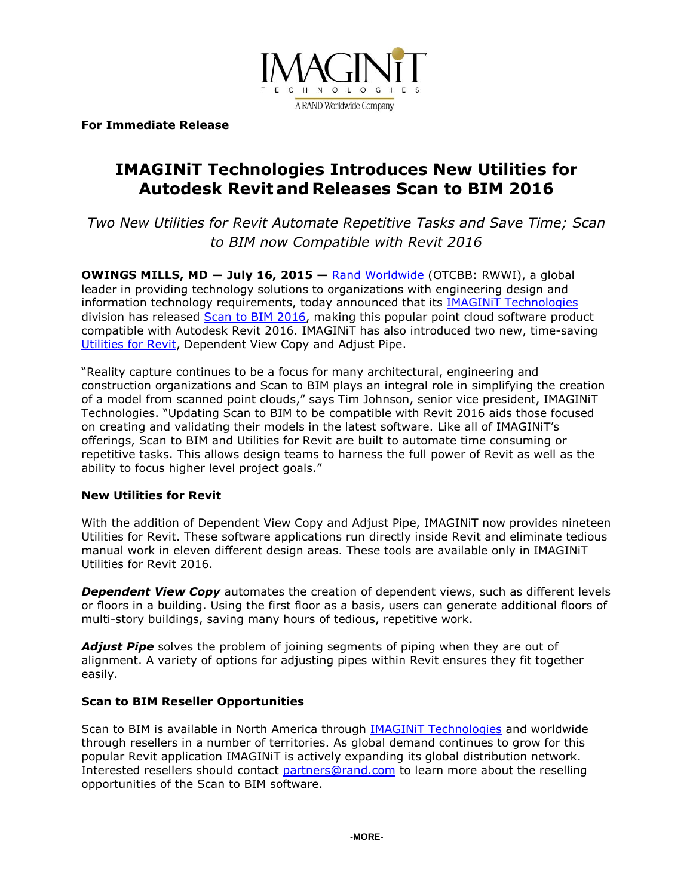IMAGINiT
TECHNOLOGIES
A RAND Worldwide Company

**For Immediate Release**

# IMAGINiT Technologies Introduces New Utilities for Autodesk Revit and Releases Scan to BIM 2016

*Two New Utilities for Revit Automate Repetitive Tasks and Save Time; Scan to BIM now Compatible with Revit 2016*

**OWINGS MILLS, MD — July 16, 2015 —** Rand Worldwide (OTCBB: RWWI), a global leader in providing technology solutions to organizations with engineering design and information technology requirements, today announced that its IMAGINiT Technologies division has released Scan to BIM 2016, making this popular point cloud software product compatible with Autodesk Revit 2016. IMAGINiT has also introduced two new, time-saving Utilities for Revit, Dependent View Copy and Adjust Pipe.

"Reality capture continues to be a focus for many architectural, engineering and construction organizations and Scan to BIM plays an integral role in simplifying the creation of a model from scanned point clouds," says Tim Johnson, senior vice president, IMAGINiT Technologies. "Updating Scan to BIM to be compatible with Revit 2016 aids those focused on creating and validating their models in the latest software. Like all of IMAGINiT's offerings, Scan to BIM and Utilities for Revit are built to automate time consuming or repetitive tasks. This allows design teams to harness the full power of Revit as well as the ability to focus higher level project goals."

**New Utilities for Revit**

With the addition of Dependent View Copy and Adjust Pipe, IMAGINiT now provides nineteen Utilities for Revit. These software applications run directly inside Revit and eliminate tedious manual work in eleven different design areas. These tools are available only in IMAGINiT Utilities for Revit 2016.

***Dependent View Copy*** automates the creation of dependent views, such as different levels or floors in a building. Using the first floor as a basis, users can generate additional floors of multi-story buildings, saving many hours of tedious, repetitive work.

***Adjust Pipe*** solves the problem of joining segments of piping when they are out of alignment. A variety of options for adjusting pipes within Revit ensures they fit together easily.

**Scan to BIM Reseller Opportunities**

Scan to BIM is available in North America through IMAGINiT Technologies and worldwide through resellers in a number of territories. As global demand continues to grow for this popular Revit application IMAGINiT is actively expanding its global distribution network. Interested resellers should contact partners@rand.com to learn more about the reselling opportunities of the Scan to BIM software.

-MORE-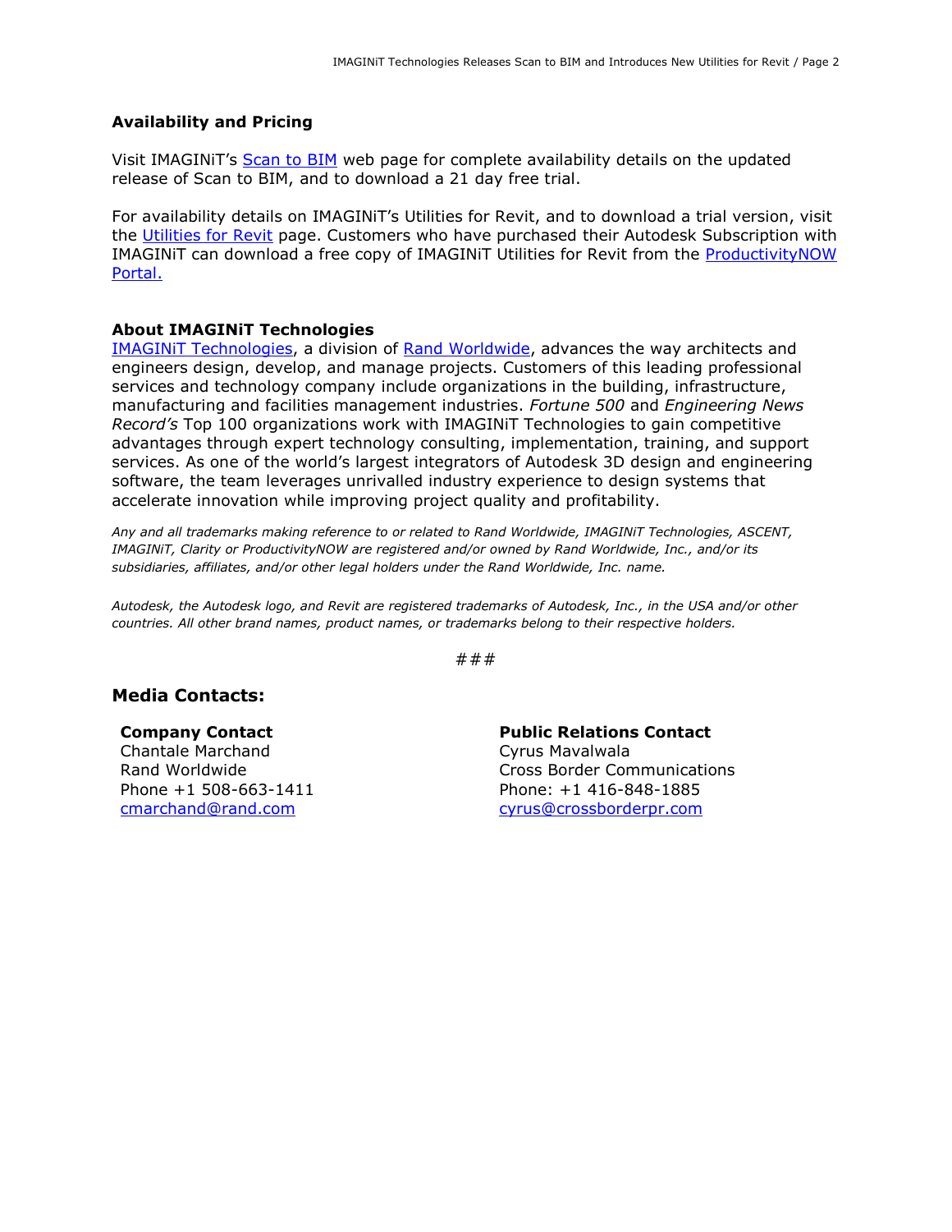## Availability and Pricing

Visit IMAGINiT's Scan to BIM web page for complete availability details on the updated release of Scan to BIM, and to download a 21 day free trial.

For availability details on IMAGINiT's Utilities for Revit, and to download a trial version, visit the Utilities for Revit page. Customers who have purchased their Autodesk Subscription with IMAGINiT can download a free copy of IMAGINiT Utilities for Revit from the ProductivityNOW Portal.

## About IMAGINiT Technologies

IMAGINiT Technologies, a division of Rand Worldwide, advances the way architects and engineers design, develop, and manage projects. Customers of this leading professional services and technology company include organizations in the building, infrastructure, manufacturing and facilities management industries. *Fortune 500* and *Engineering News Record's* Top 100 organizations work with IMAGINiT Technologies to gain competitive advantages through expert technology consulting, implementation, training, and support services. As one of the world's largest integrators of Autodesk 3D design and engineering software, the team leverages unrivalled industry experience to design systems that accelerate innovation while improving project quality and profitability.

*Any and all trademarks making reference to or related to Rand Worldwide, IMAGINiT Technologies, ASCENT, IMAGINiT, Clarity or ProductivityNOW are registered and/or owned by Rand Worldwide, Inc., and/or its subsidiaries, affiliates, and/or other legal holders under the Rand Worldwide, Inc. name.*

*Autodesk, the Autodesk logo, and Revit are registered trademarks of Autodesk, Inc., in the USA and/or other countries. All other brand names, product names, or trademarks belong to their respective holders.*

###

## Media Contacts:

**Company Contact**
Chantale Marchand
Rand Worldwide
Phone +1 508-663-1411
cmarchand@rand.com

**Public Relations Contact**
Cyrus Mavalwala
Cross Border Communications
Phone: +1 416-848-1885
cyrus@crossborderpr.com